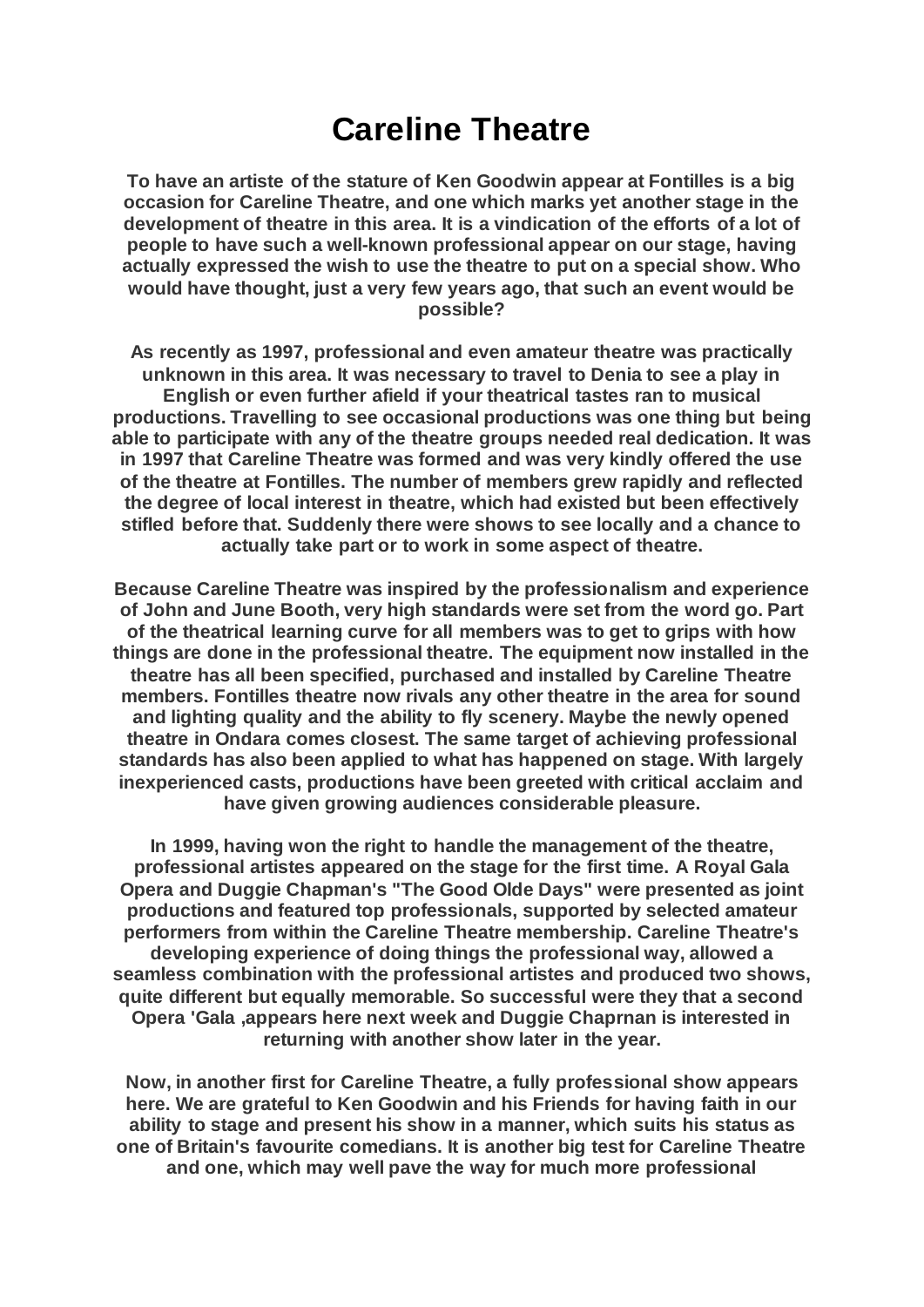# Careline Theatre

**To have an artiste of the stature of Ken Goodwin appear at Fontilles is a big occasion for Careline Theatre, and one which marks yet another stage in the development of theatre in this area. It is a vindication of the efforts of a lot of people to have such a well-known professional appear on our stage, having actually expressed the wish to use the theatre to put on a special show. Who would have thought, just a very few years ago, that such an event would be possible?**

**As recently as 1997, professional and even amateur theatre was practically unknown in this area. It was necessary to travel to Denia to see a play in English or even further afield if your theatrical tastes ran to musical productions. Travelling to see occasional productions was one thing but being able to participate with any of the theatre groups needed real dedication. It was in 1997 that Careline Theatre was formed and was very kindly offered the use of the theatre at Fontilles. The number of members grew rapidly and reflected the degree of local interest in theatre, which had existed but been effectively stifled before that. Suddenly there were shows to see locally and a chance to actually take part or to work in some aspect of theatre.**

**Because Careline Theatre was inspired by the professionalism and experience of John and June Booth, very high standards were set from the word go. Part of the theatrical learning curve for all members was to get to grips with how things are done in the professional theatre. The equipment now installed in the theatre has all been specified, purchased and installed by Careline Theatre members. Fontilles theatre now rivals any other theatre in the area for sound and lighting quality and the ability to fly scenery. Maybe the newly opened theatre in Ondara comes closest. The same target of achieving professional standards has also been applied to what has happened on stage. With largely inexperienced casts, productions have been greeted with critical acclaim and have given growing audiences considerable pleasure.**

**In 1999, having won the right to handle the management of the theatre, professional artistes appeared on the stage for the first time. A Royal Gala Opera and Duggie Chapman's "The Good Olde Days" were presented as joint productions and featured top professionals, supported by selected amateur performers from within the Careline Theatre membership. Careline Theatre's developing experience of doing things the professional way, allowed a seamless combination with the professional artistes and produced two shows, quite different but equally memorable. So successful were they that a second Opera 'Gala ,appears here next week and Duggie Chaprnan is interested in returning with another show later in the year.**

**Now, in another first for Careline Theatre, a fully professional show appears here. We are grateful to Ken Goodwin and his Friends for having faith in our ability to stage and present his show in a manner, which suits his status as one of Britain's favourite comedians. It is another big test for Careline Theatre and one, which may well pave the way for much more professional**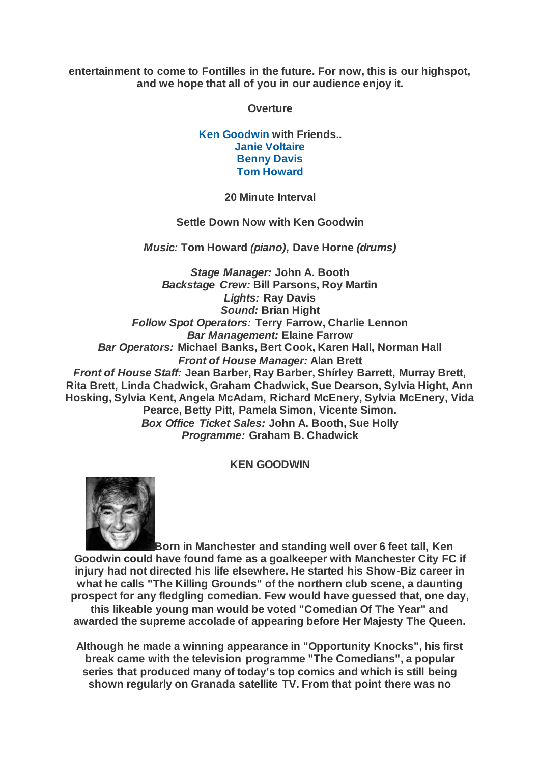**entertainment to come to Fontilles in the future. For now, this is our highspot, and we hope that all of you in our audience enjoy it.**

**Overture**

**Ken Goodwin with Friends..**
**Janie Voltaire**
**Benny Davis**
**Tom Howard**

**20 Minute Interval**

**Settle Down Now with Ken Goodwin**

*Music:* **Tom Howard** *(piano),* **Dave Horne** *(drums)*

*Stage Manager:* **John A. Booth**
*Backstage Crew:* **Bill Parsons, Roy Martin**
*Lights:* **Ray Davis**
*Sound:* **Brian Hight**
*Follow Spot Operators:* **Terry Farrow, Charlie Lennon**
*Bar Management:* **Elaine Farrow**
*Bar Operators:* **Michael Banks, Bert Cook, Karen Hall, Norman Hall**
*Front of House Manager:* **Alan Brett**
*Front of House Staff:* **Jean Barber, Ray Barber, Shírley Barrett, Murray Brett, Rita Brett, Linda Chadwick, Graham Chadwick, Sue Dearson, Sylvia Hight, Ann Hosking, Sylvia Kent, Angela McAdam, Richard McEnery, Sylvia McEnery, Vida Pearce, Betty Pitt, Pamela Simon, Vicente Simon.**
*Box Office Ticket Sales:* **John A. Booth, Sue Holly**
*Programme:* **Graham B. Chadwick**

## KEN GOODWIN

**Born in Manchester and standing well over 6 feet tall, Ken Goodwin could have found fame as a goalkeeper with Manchester City FC if injury had not directed his life elsewhere. He started his Show-Biz career in what he calls "The Killing Grounds" of the northern club scene, a daunting prospect for any fledgling comedian. Few would have guessed that, one day, this likeable young man would be voted "Comedian Of The Year" and awarded the supreme accolade of appearing before Her Majesty The Queen.**

**Although he made a winning appearance in "Opportunity Knocks", his first break came with the television programme "The Comedians", a popular series that produced many of today's top comics and which is still being shown regularly on Granada satellite TV. From that point there was no**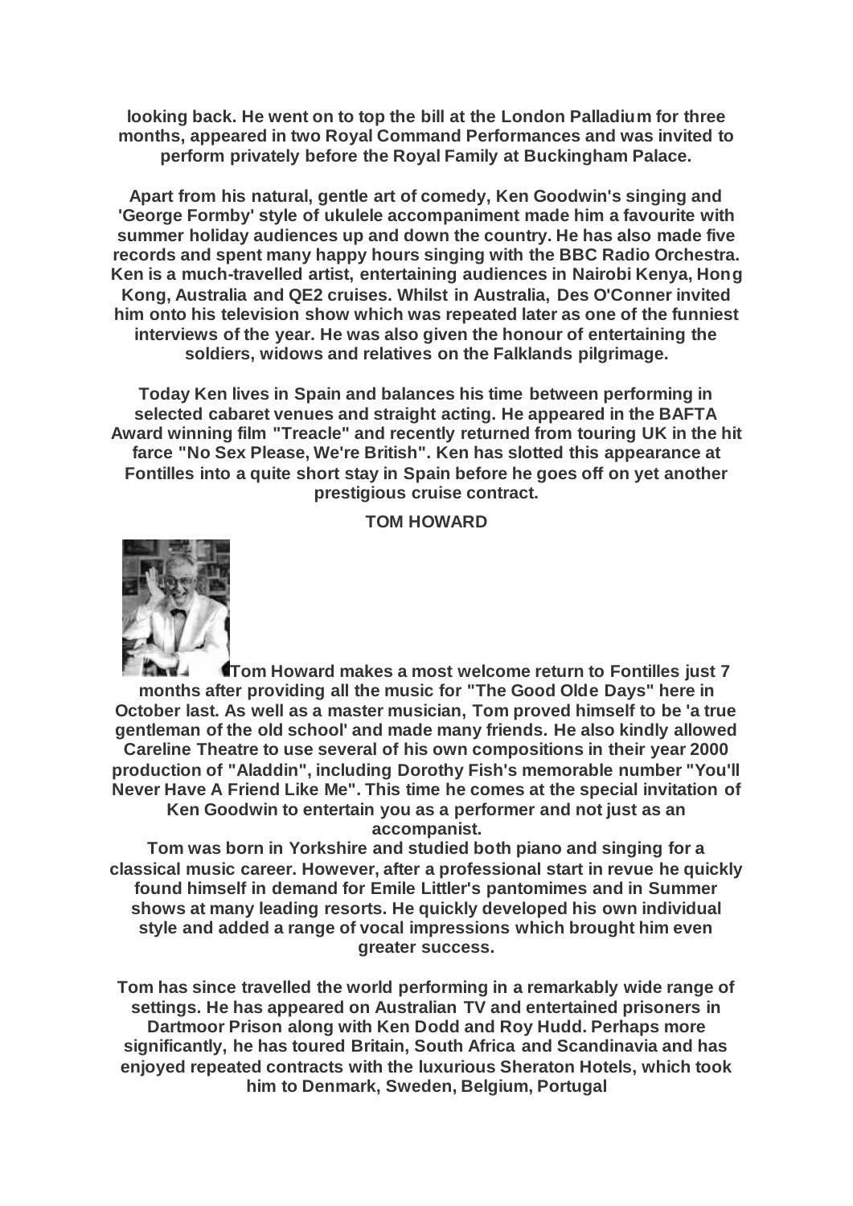**looking back. He went on to top the bill at the London Palladium for three months, appeared in two Royal Command Performances and was invited to perform privately before the Royal Family at Buckingham Palace.**

**Apart from his natural, gentle art of comedy, Ken Goodwin's singing and 'George Formby' style of ukulele accompaniment made him a favourite with summer holiday audiences up and down the country. He has also made five records and spent many happy hours singing with the BBC Radio Orchestra. Ken is a much-travelled artist, entertaining audiences in Nairobi Kenya, Hong Kong, Australia and QE2 cruises. Whilst in Australia, Des O'Conner invited him onto his television show which was repeated later as one of the funniest interviews of the year. He was also given the honour of entertaining the soldiers, widows and relatives on the Falklands pilgrimage.**

**Today Ken lives in Spain and balances his time between performing in selected cabaret venues and straight acting. He appeared in the BAFTA Award winning film "Treacle" and recently returned from touring UK in the hit farce "No Sex Please, We're British". Ken has slotted this appearance at Fontilles into a quite short stay in Spain before he goes off on yet another prestigious cruise contract.**

## TOM HOWARD

**Tom Howard makes a most welcome return to Fontilles just 7 months after providing all the music for "The Good Olde Days" here in October last. As well as a master musician, Tom proved himself to be 'a true gentleman of the old school' and made many friends. He also kindly allowed Careline Theatre to use several of his own compositions in their year 2000 production of "Aladdin", including Dorothy Fish's memorable number "You'll Never Have A Friend Like Me". This time he comes at the special invitation of Ken Goodwin to entertain you as a performer and not just as an accompanist.**

**Tom was born in Yorkshire and studied both piano and singing for a classical music career. However, after a professional start in revue he quickly found himself in demand for Emile Littler's pantomimes and in Summer shows at many leading resorts. He quickly developed his own individual style and added a range of vocal impressions which brought him even greater success.**

**Tom has since travelled the world performing in a remarkably wide range of settings. He has appeared on Australian TV and entertained prisoners in Dartmoor Prison along with Ken Dodd and Roy Hudd. Perhaps more significantly, he has toured Britain, South Africa and Scandinavia and has enjoyed repeated contracts with the luxurious Sheraton Hotels, which took him to Denmark, Sweden, Belgium, Portugal**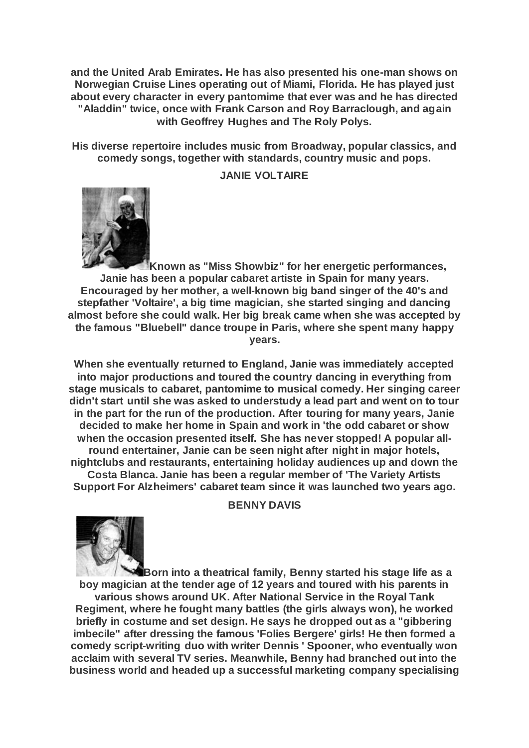**and the United Arab Emirates. He has also presented his one-man shows on Norwegian Cruise Lines operating out of Miami, Florida. He has played just about every character in every pantomime that ever was and he has directed "Aladdin" twice, once with Frank Carson and Roy Barraclough, and again with Geoffrey Hughes and The Roly Polys.**

**His diverse repertoire includes music from Broadway, popular classics, and comedy songs, together with standards, country music and pops.**

## JANIE VOLTAIRE

**Known as "Miss Showbiz" for her energetic performances, Janie has been a popular cabaret artiste in Spain for many years. Encouraged by her mother, a well-known big band singer of the 40's and stepfather 'Voltaire', a big time magician, she started singing and dancing almost before she could walk. Her big break came when she was accepted by the famous "Bluebell" dance troupe in Paris, where she spent many happy years.**

**When she eventually returned to England, Janie was immediately accepted into major productions and toured the country dancing in everything from stage musicals to cabaret, pantomime to musical comedy. Her singing career didn't start until she was asked to understudy a lead part and went on to tour in the part for the run of the production. After touring for many years, Janie decided to make her home in Spain and work in 'the odd cabaret or show when the occasion presented itself. She has never stopped! A popular all-round entertainer, Janie can be seen night after night in major hotels, nightclubs and restaurants, entertaining holiday audiences up and down the Costa Blanca. Janie has been a regular member of 'The Variety Artists Support For Alzheimers' cabaret team since it was launched two years ago.**

## BENNY DAVIS

**Born into a theatrical family, Benny started his stage life as a boy magician at the tender age of 12 years and toured with his parents in various shows around UK. After National Service in the Royal Tank Regiment, where he fought many battles (the girls always won), he worked briefly in costume and set design. He says he dropped out as a "gibbering imbecile" after dressing the famous 'Folies Bergere' girls! He then formed a comedy script-writing duo with writer Dennis ' Spooner, who eventually won acclaim with several TV series. Meanwhile, Benny had branched out into the business world and headed up a successful marketing company specialising**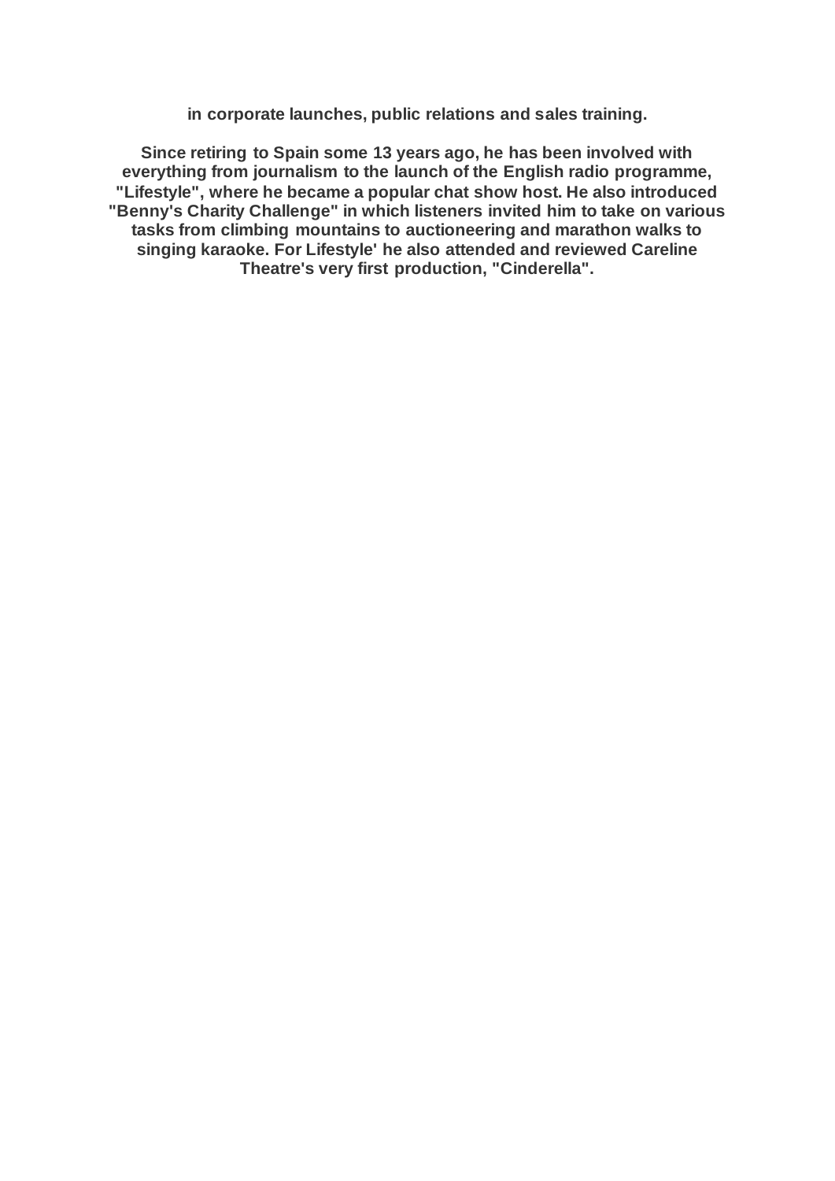**in corporate launches, public relations and sales training.**

**Since retiring to Spain some 13 years ago, he has been involved with everything from journalism to the launch of the English radio programme, "Lifestyle", where he became a popular chat show host. He also introduced "Benny's Charity Challenge" in which listeners invited him to take on various tasks from climbing mountains to auctioneering and marathon walks to singing karaoke. For Lifestyle' he also attended and reviewed Careline Theatre's very first production, "Cinderella".**